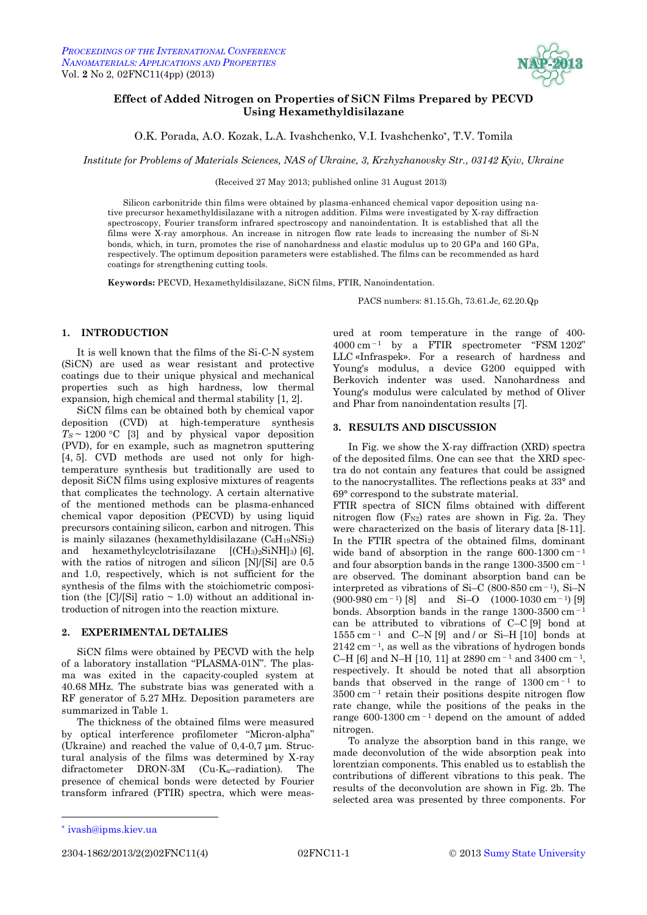# Effect of Added Nitrogen on Properties of SiCN Films Prepared by PECVD Using Hexamethyldisilazane

O.K. Porada, A.O. Kozak, L.A. Ivashchenko, V.I. Ivashchenko*, T.V. Tomila

*Institute for Problems of Materials Sciences, NAS of Ukraine, 3, Krzhyzhanovsky Str., 03142 Kyiv, Ukraine*

(Received 27 May 2013; published online 31 August 2013)

Silicon carbonitride thin films were obtained by plasma-enhanced chemical vapor deposition using native precursor hexamethyldisilazane with a nitrogen addition. Films were investigated by X-ray diffraction spectroscopy, Fourier transform infrared spectroscopy and nanoindentation. It is established that all the films were X-ray amorphous. An increase in nitrogen flow rate leads to increasing the number of Si-N bonds, which, in turn, promotes the rise of nanohardness and elastic modulus up to 20 GPa and 160 GPa, respectively. The optimum deposition parameters were established. The films can be recommended as hard coatings for strengthening cutting tools.

**Keywords:** PECVD, Hexamethyldisilazane, SiCN films, FTIR, Nanoindentation.

PACS numbers: 81.15.Gh, 73.61.Jc, 62.20.Qp

## 1. INTRODUCTION

It is well known that the films of the Si-C-N system (SiCN) are used as wear resistant and protective coatings due to their unique physical and mechanical properties such as high hardness, low thermal expansion, high chemical and thermal stability [1, 2].

SiCN films can be obtained both by chemical vapor deposition (CVD) at high-temperature synthesis $T_S \sim 1200$ °C [3] and by physical vapor deposition (PVD), for en example, such as magnetron sputtering [4, 5]. CVD methods are used not only for high-temperature synthesis but traditionally are used to deposit SiCN films using explosive mixtures of reagents that complicates the technology. A certain alternative of the mentioned methods can be plasma-enhanced chemical vapor deposition (PECVD) by using liquid precursors containing silicon, carbon and nitrogen. This is mainly silazanes (hexamethyldisilazane ($C_6H_{19}NSi_2$) and hexamethylcyclotrisilazane $[(CH_3)_2SiNH]_3$) [6], with the ratios of nitrogen and silicon [N]/[Si] are 0.5 and 1.0, respectively, which is not sufficient for the synthesis of the films with the stoichiometric composition (the [C]/[Si] ratio ~ 1.0) without an additional introduction of nitrogen into the reaction mixture.

## 2. EXPERIMENTAL DETALIES

SiCN films were obtained by PECVD with the help of a laboratory installation "PLASMA-01N". The plasma was exited in the capacity-coupled system at 40.68 MHz. The substrate bias was generated with a RF generator of 5.27 MHz. Deposition parameters are summarized in Table 1.

The thickness of the obtained films were measured by optical interference profilometer "Micron-alpha" (Ukraine) and reached the value of 0,4-0,7 µm. Structural analysis of the films was determined by X-ray difractometer DRON-3M (Cu-$K_\alpha$–radiation). The presence of chemical bonds were detected by Fourier transform infrared (FTIR) spectra, which were measured at room temperature in the range of 400-4000 cm$^{-1}$ by a FTIR spectrometer "FSM 1202" LLC «Infraspek». For a research of hardness and Young's modulus, a device G200 equipped with Berkovich indenter was used. Nanohardness and Young's modulus were calculated by method of Oliver and Phar from nanoindentation results [7].

## 3. RESULTS AND DISCUSSION

In Fig. we show the X-ray diffraction (XRD) spectra of the deposited films. One can see that the XRD spectra do not contain any features that could be assigned to the nanocrystallites. The reflections peaks at 33° and 69° correspond to the substrate material.

FTIR spectra of SICN films obtained with different nitrogen flow ($F_{N2}$) rates are shown in Fig. 2a. They were characterized on the basis of literary data [8-11]. In the FTIR spectra of the obtained films, dominant wide band of absorption in the range 600-1300 cm$^{-1}$ and four absorption bands in the range 1300-3500 cm$^{-1}$ are observed. The dominant absorption band can be interpreted as vibrations of Si–C (800-850 cm$^{-1}$), Si–N (900-980 cm$^{-1}$) [8] and Si–O (1000-1030 cm$^{-1}$) [9] bonds. Absorption bands in the range 1300-3500 cm$^{-1}$ can be attributed to vibrations of C–C [9] bond at 1555 cm$^{-1}$ and C–N [9] and / or Si–H [10] bonds at 2142 cm$^{-1}$, as well as the vibrations of hydrogen bonds C–H [6] and N–H [10, 11] at 2890 cm$^{-1}$ and 3400 cm$^{-1}$, respectively. It should be noted that all absorption bands that observed in the range of 1300 cm$^{-1}$ to 3500 cm$^{-1}$ retain their positions despite nitrogen flow rate change, while the positions of the peaks in the range 600-1300 cm$^{-1}$ depend on the amount of added nitrogen.

To analyze the absorption band in this range, we made deconvolution of the wide absorption peak into lorentzian components. This enabled us to establish the contributions of different vibrations to this peak. The results of the deconvolution are shown in Fig. 2b. The selected area was presented by three components. For

* ivash@ipms.kiev.ua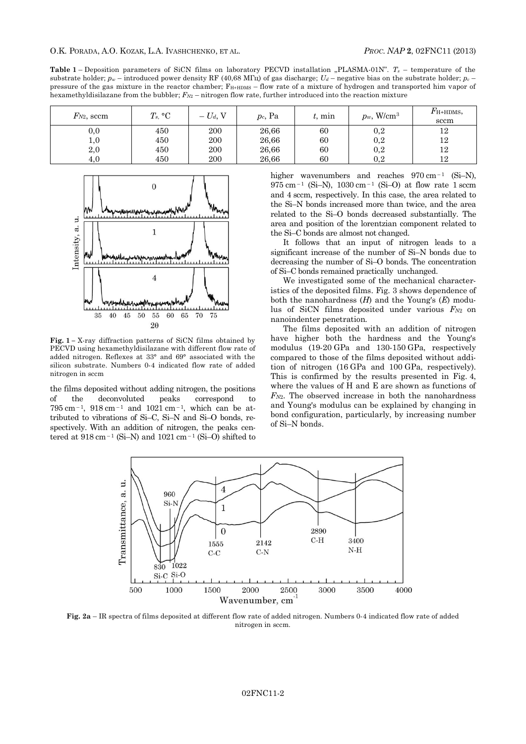**Table 1** – Deposition parameters of SiCN films on laboratory PECVD installation „PLASMA-01N". $T_s$ – temperature of the substrate holder; $p_w$ – introduced power density RF (40,68 МГц) of gas discharge; $U_d$ – negative bias on the substrate holder; $p_c$ – pressure of the gas mixture in the reactor chamber; $F_{H+HDMS}$ – flow rate of a mixture of hydrogen and transported him vapor of hexamethyldisilazane from the bubbler; $F_{N2}$ – nitrogen flow rate, further introduced into the reaction mixture

| $F_{N2}$, sccm | $T_s$, °C | $-U_d$, V | $p_c$, Pa | $t$, min | $p_w$, W/cm$^3$ | $F_{H+HDMS}$, sccm |
|---|---|---|---|---|---|---|
| 0,0 | 450 | 200 | 26,66 | 60 | 0,2 | 12 |
| 1,0 | 450 | 200 | 26,66 | 60 | 0,2 | 12 |
| 2,0 | 450 | 200 | 26,66 | 60 | 0,2 | 12 |
| 4,0 | 450 | 200 | 26,66 | 60 | 0,2 | 12 |

**Fig. 1** – X-ray diffraction patterns of SiCN films obtained by PECVD using hexamethyldisilazane with different flow rate of added nitrogen. Reflexes at 33° and 69° associated with the silicon substrate. Numbers 0-4 indicated flow rate of added nitrogen in sccm

the films deposited without adding nitrogen, the positions of the deconvoluted peaks correspond to 795 cm$^{-1}$, 918 cm$^{-1}$ and 1021 cm$^{-1}$, which can be attributed to vibrations of Si–C, Si–N and Si–O bonds, respectively. With an addition of nitrogen, the peaks centered at 918 cm$^{-1}$ (Si–N) and 1021 cm$^{-1}$ (Si–O) shifted to higher wavenumbers and reaches 970 cm$^{-1}$ (Si–N), 975 cm$^{-1}$ (Si–N), 1030 cm$^{-1}$ (Si–O) at flow rate 1 sccm and 4 sccm, respectively. In this case, the area related to the Si–N bonds increased more than twice, and the area related to the Si–O bonds decreased substantially. The area and position of the lorentzian component related to the Si–C bonds are almost not changed.

It follows that an input of nitrogen leads to a significant increase of the number of Si–N bonds due to decreasing the number of Si–O bonds. The concentration of Si–C bonds remained practically unchanged.

We investigated some of the mechanical characteristics of the deposited films. Fig. 3 shows dependence of both the nanohardness ($H$) and the Young's ($E$) modulus of SiCN films deposited under various $F_{N2}$ on nanoindenter penetration.

The films deposited with an addition of nitrogen have higher both the hardness and the Young's modulus (19-20 GPa and 130-150 GPa, respectively compared to those of the films deposited without addition of nitrogen (16 GPa and 100 GPa, respectively). This is confirmed by the results presented in Fig. 4, where the values of H and E are shown as functions of $F_{N2}$. The observed increase in both the nanohardness and Young's modulus can be explained by changing in bond configuration, particularly, by increasing number of Si–N bonds.

**Fig. 2a** – IR spectra of films deposited at different flow rate of added nitrogen. Numbers 0-4 indicated flow rate of added nitrogen in sccm.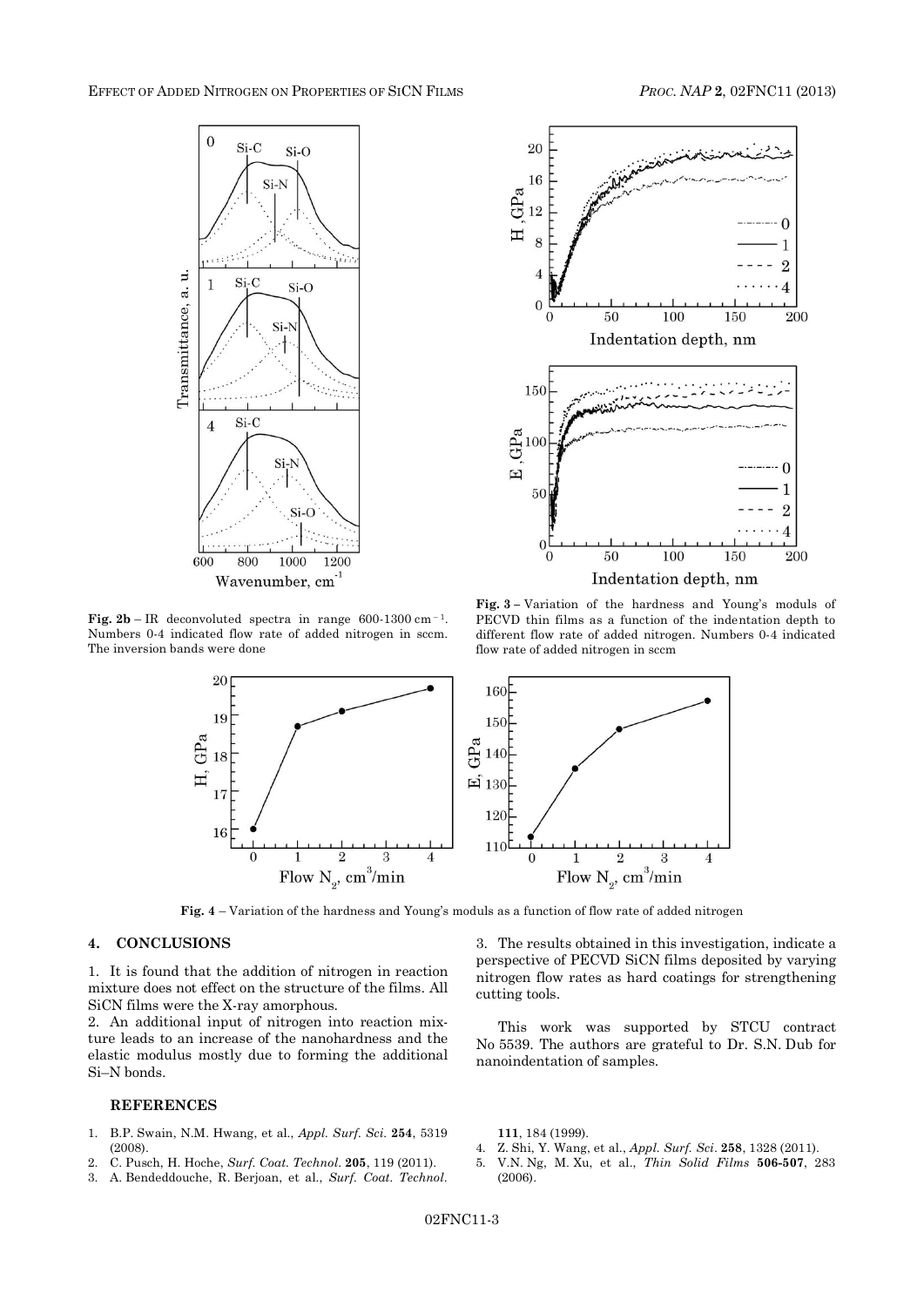**Fig. 2b** – IR deconvoluted spectra in range 600-1300 $cm^{-1}$. Numbers 0-4 indicated flow rate of added nitrogen in sccm. The inversion bands were done

**Fig. 3** – Variation of the hardness and Young's moduls of PECVD thin films as a function of the indentation depth to different flow rate of added nitrogen. Numbers 0-4 indicated flow rate of added nitrogen in sccm

**Fig. 4** – Variation of the hardness and Young's moduls as a function of flow rate of added nitrogen

## 4. CONCLUSIONS

1. It is found that the addition of nitrogen in reaction mixture does not effect on the structure of the films. All SiCN films were the X-ray amorphous.
2. An additional input of nitrogen into reaction mixture leads to an increase of the nanohardness and the elastic modulus mostly due to forming the additional Si–N bonds.
3. The results obtained in this investigation, indicate a perspective of PECVD SiCN films deposited by varying nitrogen flow rates as hard coatings for strengthening cutting tools.

This work was supported by STCU contract No 5539. The authors are grateful to Dr. S.N. Dub for nanoindentation of samples.

### REFERENCES

1. B.P. Swain, N.M. Hwang, et al., *Appl. Surf. Sci.* **254**, 5319 (2008).
2. C. Pusch, H. Hoche, *Surf. Coat. Technol.* **205**, 119 (2011).
3. A. Bendeddouche, R. Berjoan, et al., *Surf. Coat. Technol.* **111**, 184 (1999).
4. Z. Shi, Y. Wang, et al., *Appl. Surf. Sci.* **258**, 1328 (2011).
5. V.N. Ng, M. Xu, et al., *Thin Solid Films* **506-507**, 283 (2006).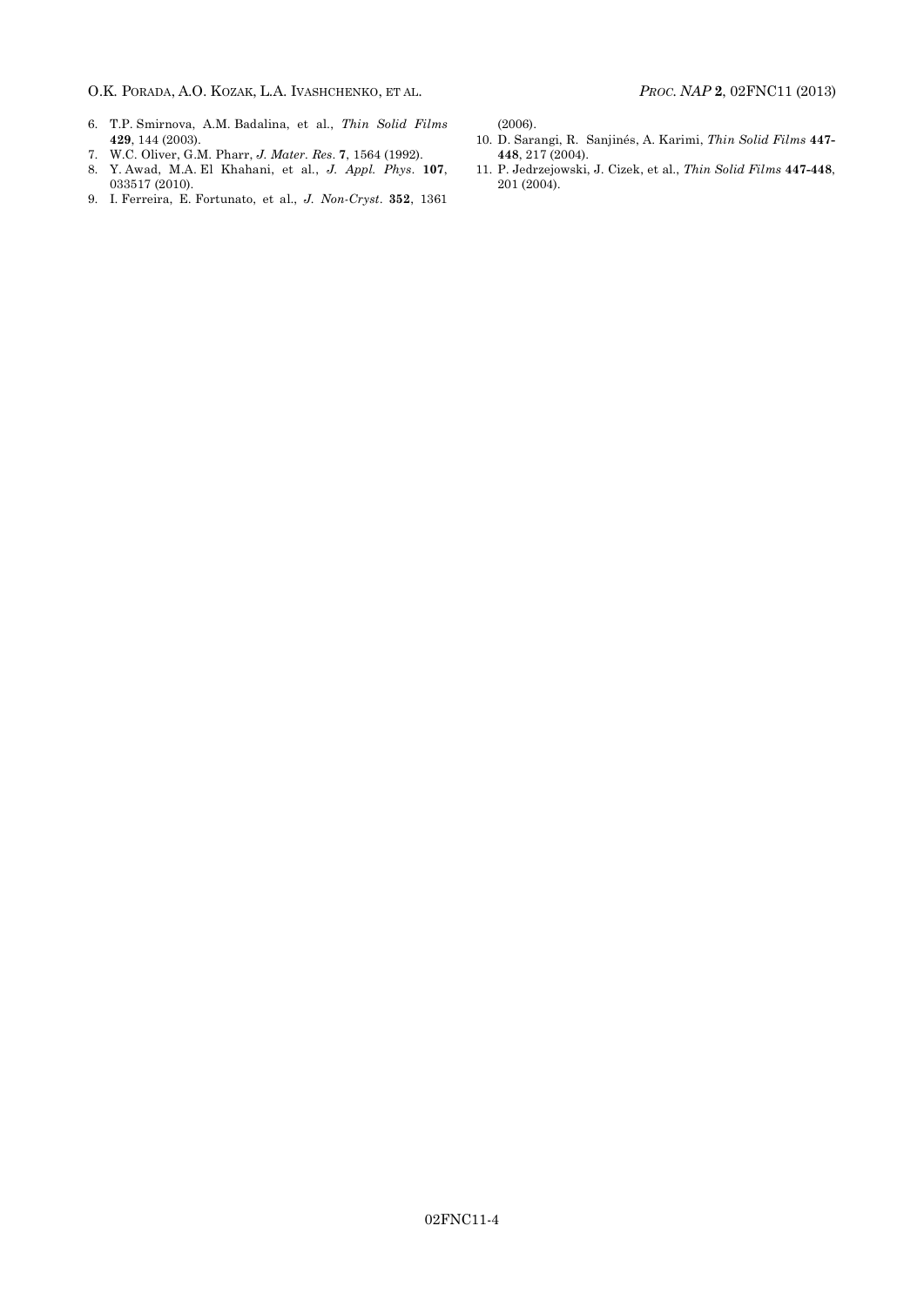6. T.P. Smirnova, A.M. Badalina, et al., *Thin Solid Films* **429**, 144 (2003).
7. W.C. Oliver, G.M. Pharr, *J. Mater. Res.* **7**, 1564 (1992).
8. Y. Awad, M.A. El Khahani, et al., *J. Appl. Phys.* **107**, 033517 (2010).
9. I. Ferreira, E. Fortunato, et al., *J. Non-Cryst.* **352**, 1361 (2006).
10. D. Sarangi, R. Sanjinés, A. Karimi, *Thin Solid Films* **447-448**, 217 (2004).
11. P. Jedrzejowski, J. Cizek, et al., *Thin Solid Films* **447-448**, 201 (2004).